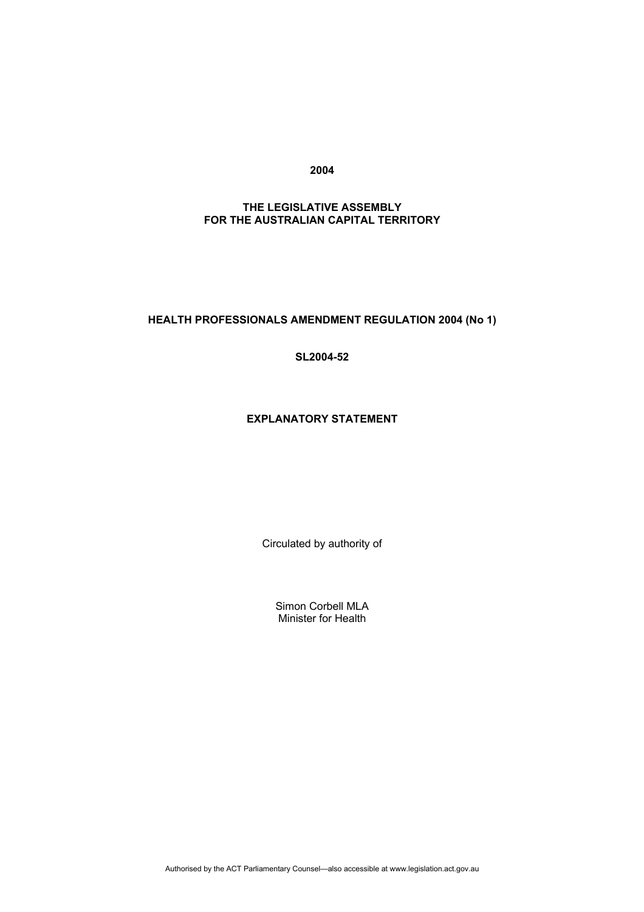**2004**

**THE LEGISLATIVE ASSEMBLY**
**FOR THE AUSTRALIAN CAPITAL TERRITORY**

**HEALTH PROFESSIONALS AMENDMENT REGULATION 2004 (No 1)**

**SL2004-52**

**EXPLANATORY STATEMENT**

Circulated by authority of

Simon Corbell MLA
Minister for Health

Authorised by the ACT Parliamentary Counsel—also accessible at www.legislation.act.gov.au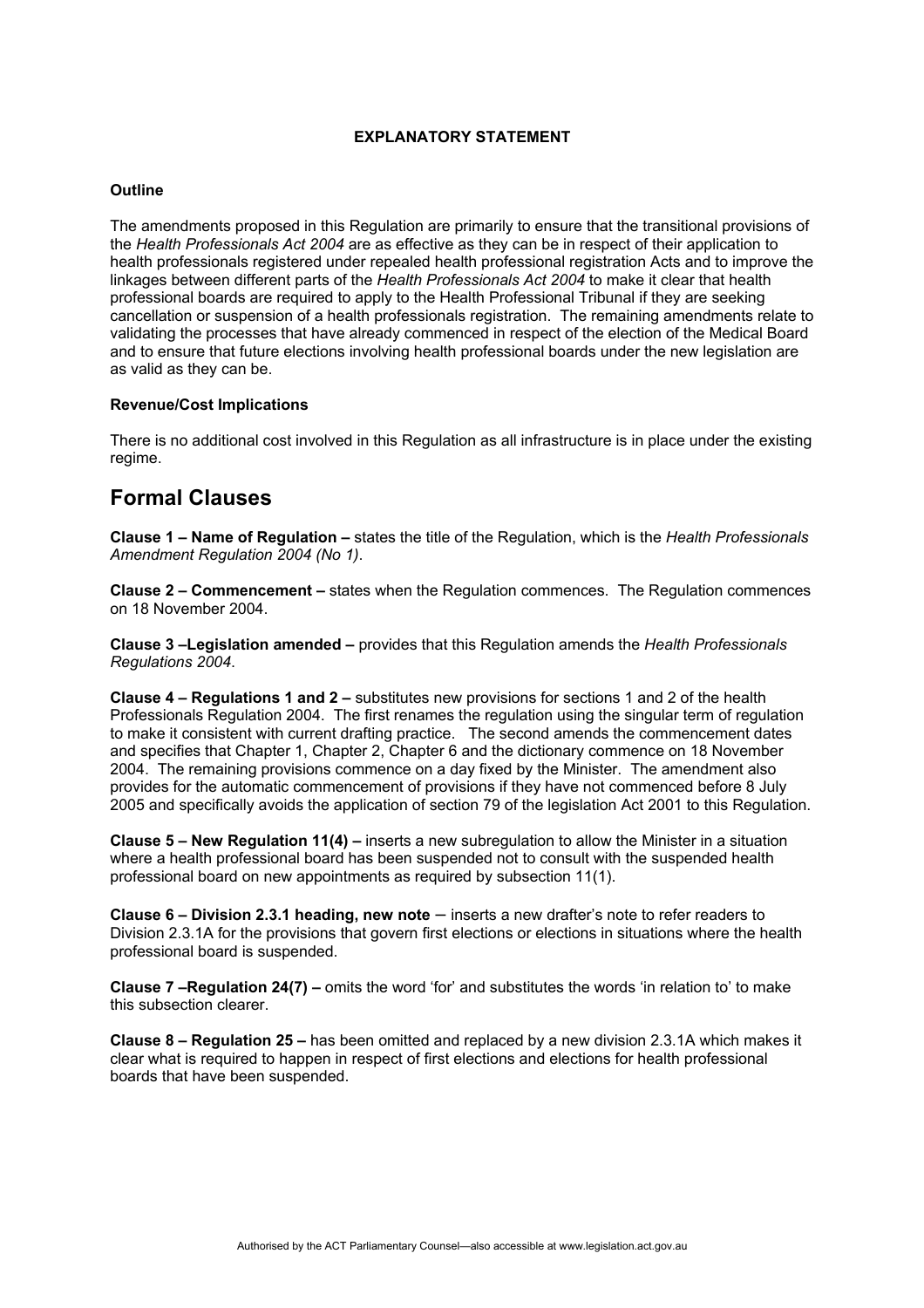**EXPLANATORY STATEMENT**

**Outline**

The amendments proposed in this Regulation are primarily to ensure that the transitional provisions of the *Health Professionals Act 2004* are as effective as they can be in respect of their application to health professionals registered under repealed health professional registration Acts and to improve the linkages between different parts of the *Health Professionals Act 2004* to make it clear that health professional boards are required to apply to the Health Professional Tribunal if they are seeking cancellation or suspension of a health professionals registration. The remaining amendments relate to validating the processes that have already commenced in respect of the election of the Medical Board and to ensure that future elections involving health professional boards under the new legislation are as valid as they can be.

**Revenue/Cost Implications**

There is no additional cost involved in this Regulation as all infrastructure is in place under the existing regime.

## Formal Clauses

**Clause 1 – Name of Regulation –** states the title of the Regulation, which is the *Health Professionals Amendment Regulation 2004 (No 1)*.

**Clause 2 – Commencement –** states when the Regulation commences. The Regulation commences on 18 November 2004.

**Clause 3 –Legislation amended –** provides that this Regulation amends the *Health Professionals Regulations 2004*.

**Clause 4 – Regulations 1 and 2 –** substitutes new provisions for sections 1 and 2 of the health Professionals Regulation 2004. The first renames the regulation using the singular term of regulation to make it consistent with current drafting practice. The second amends the commencement dates and specifies that Chapter 1, Chapter 2, Chapter 6 and the dictionary commence on 18 November 2004. The remaining provisions commence on a day fixed by the Minister. The amendment also provides for the automatic commencement of provisions if they have not commenced before 8 July 2005 and specifically avoids the application of section 79 of the legislation Act 2001 to this Regulation.

**Clause 5 – New Regulation 11(4) –** inserts a new subregulation to allow the Minister in a situation where a health professional board has been suspended not to consult with the suspended health professional board on new appointments as required by subsection 11(1).

**Clause 6 – Division 2.3.1 heading, new note** – inserts a new drafter's note to refer readers to Division 2.3.1A for the provisions that govern first elections or elections in situations where the health professional board is suspended.

**Clause 7 –Regulation 24(7) –** omits the word 'for' and substitutes the words 'in relation to' to make this subsection clearer.

**Clause 8 – Regulation 25 –** has been omitted and replaced by a new division 2.3.1A which makes it clear what is required to happen in respect of first elections and elections for health professional boards that have been suspended.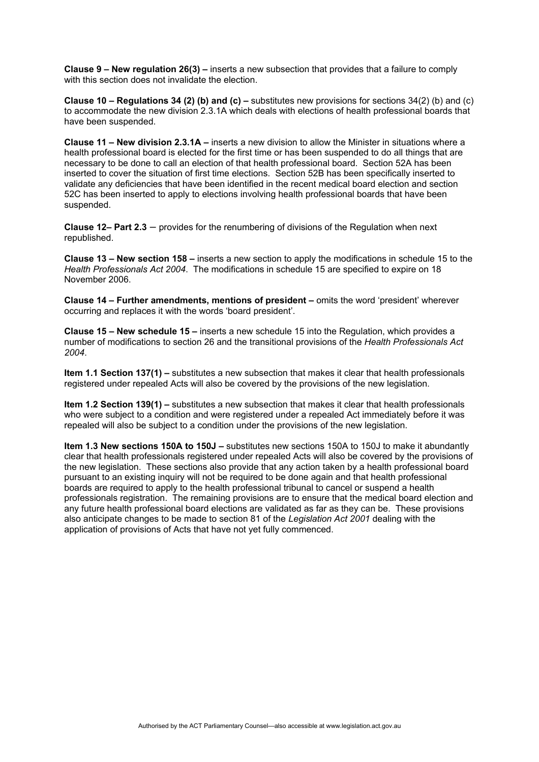**Clause 9 – New regulation 26(3) –** inserts a new subsection that provides that a failure to comply with this section does not invalidate the election.

**Clause 10 – Regulations 34 (2) (b) and (c) –** substitutes new provisions for sections 34(2) (b) and (c) to accommodate the new division 2.3.1A which deals with elections of health professional boards that have been suspended.

**Clause 11 – New division 2.3.1A –** inserts a new division to allow the Minister in situations where a health professional board is elected for the first time or has been suspended to do all things that are necessary to be done to call an election of that health professional board. Section 52A has been inserted to cover the situation of first time elections. Section 52B has been specifically inserted to validate any deficiencies that have been identified in the recent medical board election and section 52C has been inserted to apply to elections involving health professional boards that have been suspended.

**Clause 12– Part 2.3** – provides for the renumbering of divisions of the Regulation when next republished.

**Clause 13 – New section 158 –** inserts a new section to apply the modifications in schedule 15 to the *Health Professionals Act 2004*. The modifications in schedule 15 are specified to expire on 18 November 2006.

**Clause 14 – Further amendments, mentions of president –** omits the word 'president' wherever occurring and replaces it with the words 'board president'.

**Clause 15 – New schedule 15 –** inserts a new schedule 15 into the Regulation, which provides a number of modifications to section 26 and the transitional provisions of the *Health Professionals Act 2004*.

**Item 1.1 Section 137(1) –** substitutes a new subsection that makes it clear that health professionals registered under repealed Acts will also be covered by the provisions of the new legislation.

**Item 1.2 Section 139(1) –** substitutes a new subsection that makes it clear that health professionals who were subject to a condition and were registered under a repealed Act immediately before it was repealed will also be subject to a condition under the provisions of the new legislation.

**Item 1.3 New sections 150A to 150J –** substitutes new sections 150A to 150J to make it abundantly clear that health professionals registered under repealed Acts will also be covered by the provisions of the new legislation. These sections also provide that any action taken by a health professional board pursuant to an existing inquiry will not be required to be done again and that health professional boards are required to apply to the health professional tribunal to cancel or suspend a health professionals registration. The remaining provisions are to ensure that the medical board election and any future health professional board elections are validated as far as they can be. These provisions also anticipate changes to be made to section 81 of the *Legislation Act 2001* dealing with the application of provisions of Acts that have not yet fully commenced.